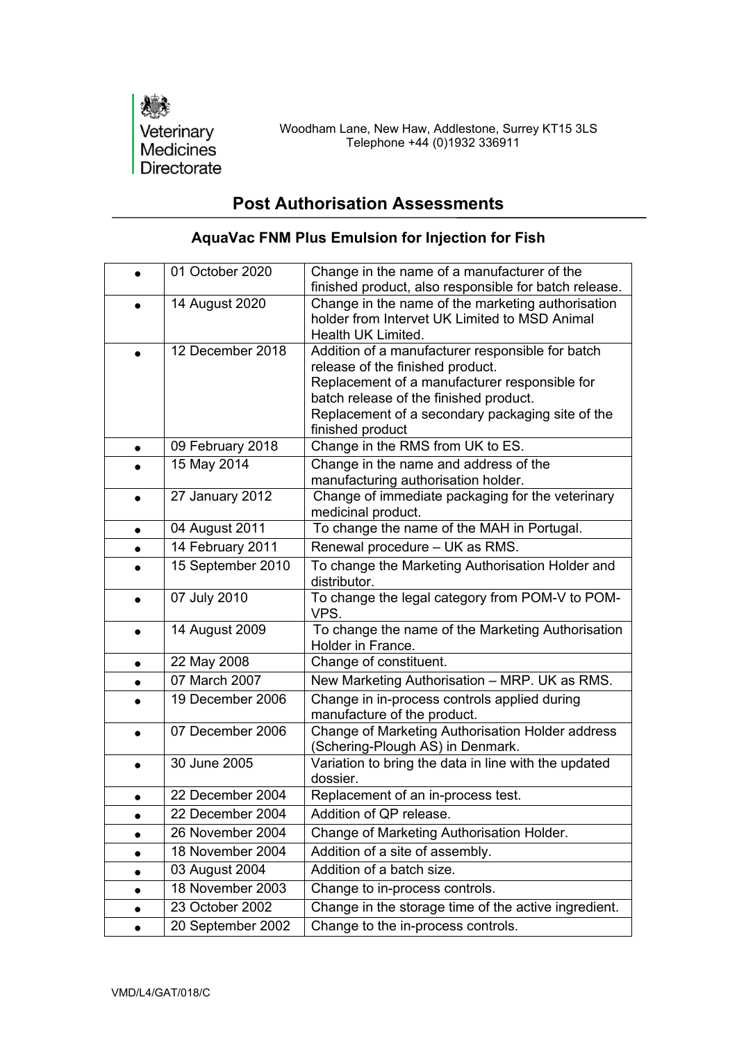Veterinary Medicines Directorate

Woodham Lane, New Haw, Addlestone, Surrey KT15 3LS
Telephone +44 (0)1932 336911

## Post Authorisation Assessments

### AquaVac FNM Plus Emulsion for Injection for Fish

| | | |
|---|---|---|
| • | 01 October 2020 | Change in the name of a manufacturer of the finished product, also responsible for batch release. |
| • | 14 August 2020 | Change in the name of the marketing authorisation holder from Intervet UK Limited to MSD Animal Health UK Limited. |
| • | 12 December 2018 | Addition of a manufacturer responsible for batch release of the finished product.<br>Replacement of a manufacturer responsible for batch release of the finished product.<br>Replacement of a secondary packaging site of the finished product |
| • | 09 February 2018 | Change in the RMS from UK to ES. |
| • | 15 May 2014 | Change in the name and address of the manufacturing authorisation holder. |
| • | 27 January 2012 | Change of immediate packaging for the veterinary medicinal product. |
| • | 04 August 2011 | To change the name of the MAH in Portugal. |
| • | 14 February 2011 | Renewal procedure – UK as RMS. |
| • | 15 September 2010 | To change the Marketing Authorisation Holder and distributor. |
| • | 07 July 2010 | To change the legal category from POM-V to POM-VPS. |
| • | 14 August 2009 | To change the name of the Marketing Authorisation Holder in France. |
| • | 22 May 2008 | Change of constituent. |
| • | 07 March 2007 | New Marketing Authorisation – MRP. UK as RMS. |
| • | 19 December 2006 | Change in in-process controls applied during manufacture of the product. |
| • | 07 December 2006 | Change of Marketing Authorisation Holder address (Schering-Plough AS) in Denmark. |
| • | 30 June 2005 | Variation to bring the data in line with the updated dossier. |
| • | 22 December 2004 | Replacement of an in-process test. |
| • | 22 December 2004 | Addition of QP release. |
| • | 26 November 2004 | Change of Marketing Authorisation Holder. |
| • | 18 November 2004 | Addition of a site of assembly. |
| • | 03 August 2004 | Addition of a batch size. |
| • | 18 November 2003 | Change to in-process controls. |
| • | 23 October 2002 | Change in the storage time of the active ingredient. |
| • | 20 September 2002 | Change to the in-process controls. |

VMD/L4/GAT/018/C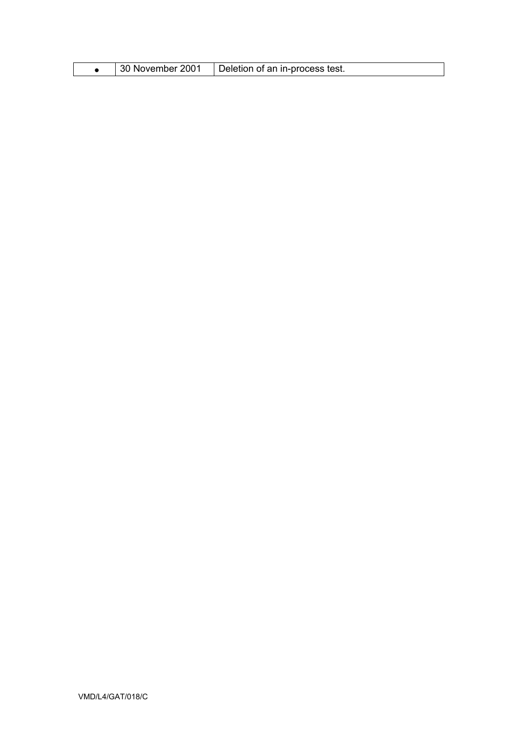| | | |
|---|---|---|
| • | 30 November 2001 | Deletion of an in-process test. |

VMD/L4/GAT/018/C